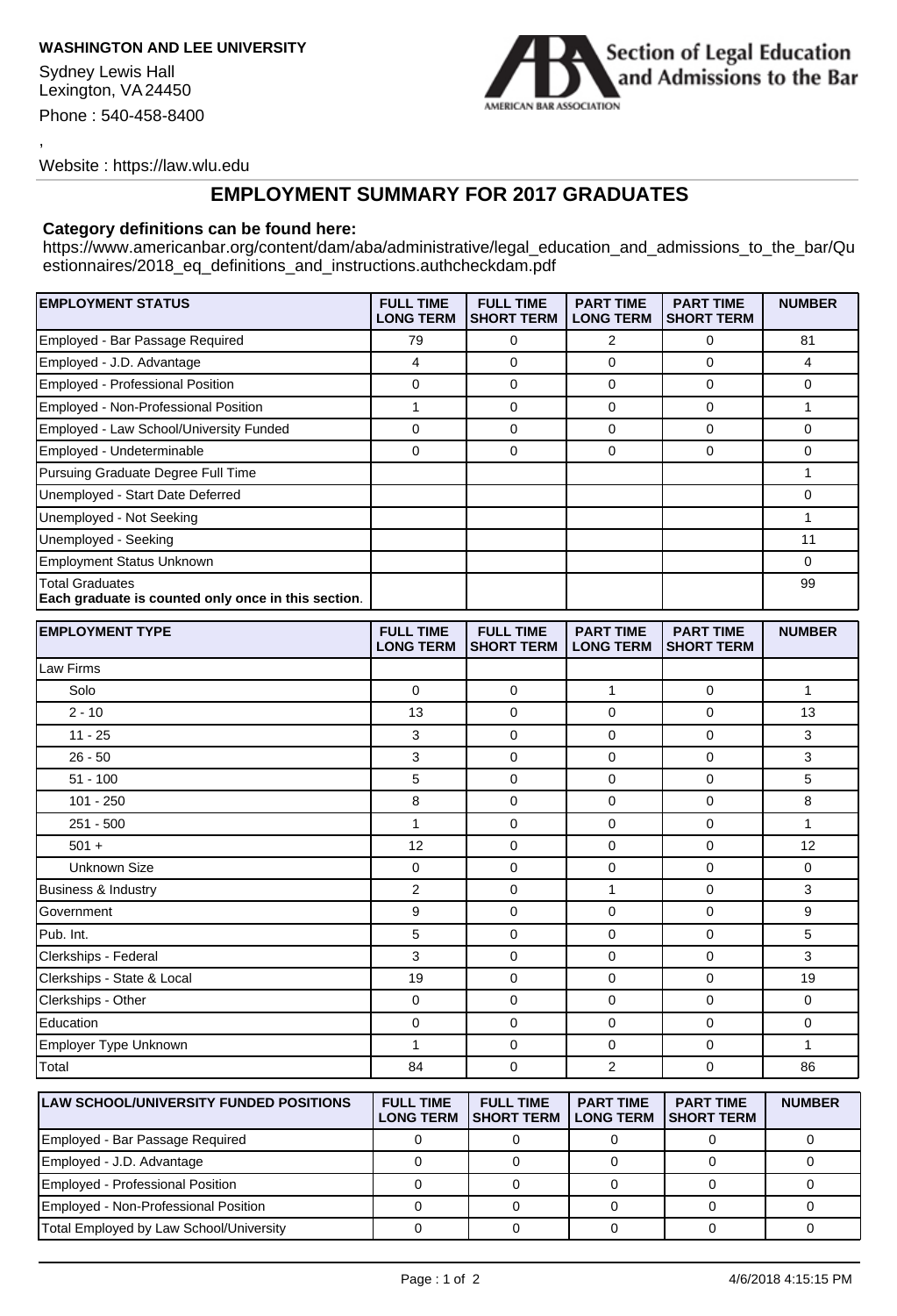**WASHINGTON AND LEE UNIVERSITY**

Sydney Lewis Hall
Lexington, VA 24450
Phone : 540-458-8400

,

Website : https://law.wlu.edu

Section of Legal Education and Admissions to the Bar

AMERICAN BAR ASSOCIATION

## EMPLOYMENT SUMMARY FOR 2017 GRADUATES

**Category definitions can be found here:**
https://www.americanbar.org/content/dam/aba/administrative/legal_education_and_admissions_to_the_bar/Questionnaires/2018_eq_definitions_and_instructions.authcheckdam.pdf

| EMPLOYMENT STATUS | FULL TIME LONG TERM | FULL TIME SHORT TERM | PART TIME LONG TERM | PART TIME SHORT TERM | NUMBER |
|---|---|---|---|---|---|
| Employed - Bar Passage Required | 79 | 0 | 2 | 0 | 81 |
| Employed - J.D. Advantage | 4 | 0 | 0 | 0 | 4 |
| Employed - Professional Position | 0 | 0 | 0 | 0 | 0 |
| Employed - Non-Professional Position | 1 | 0 | 0 | 0 | 1 |
| Employed - Law School/University Funded | 0 | 0 | 0 | 0 | 0 |
| Employed - Undeterminable | 0 | 0 | 0 | 0 | 0 |
| Pursuing Graduate Degree Full Time | | | | | 1 |
| Unemployed - Start Date Deferred | | | | | 0 |
| Unemployed - Not Seeking | | | | | 1 |
| Unemployed - Seeking | | | | | 11 |
| Employment Status Unknown | | | | | 0 |
| Total Graduates<br>**Each graduate is counted only once in this section**. | | | | | 99 |

| EMPLOYMENT TYPE | FULL TIME LONG TERM | FULL TIME SHORT TERM | PART TIME LONG TERM | PART TIME SHORT TERM | NUMBER |
|---|---|---|---|---|---|
| Law Firms | | | | | |
| Solo | 0 | 0 | 1 | 0 | 1 |
| 2 - 10 | 13 | 0 | 0 | 0 | 13 |
| 11 - 25 | 3 | 0 | 0 | 0 | 3 |
| 26 - 50 | 3 | 0 | 0 | 0 | 3 |
| 51 - 100 | 5 | 0 | 0 | 0 | 5 |
| 101 - 250 | 8 | 0 | 0 | 0 | 8 |
| 251 - 500 | 1 | 0 | 0 | 0 | 1 |
| 501 + | 12 | 0 | 0 | 0 | 12 |
| Unknown Size | 0 | 0 | 0 | 0 | 0 |
| Business & Industry | 2 | 0 | 1 | 0 | 3 |
| Government | 9 | 0 | 0 | 0 | 9 |
| Pub. Int. | 5 | 0 | 0 | 0 | 5 |
| Clerkships - Federal | 3 | 0 | 0 | 0 | 3 |
| Clerkships - State & Local | 19 | 0 | 0 | 0 | 19 |
| Clerkships - Other | 0 | 0 | 0 | 0 | 0 |
| Education | 0 | 0 | 0 | 0 | 0 |
| Employer Type Unknown | 1 | 0 | 0 | 0 | 1 |
| Total | 84 | 0 | 2 | 0 | 86 |

| LAW SCHOOL/UNIVERSITY FUNDED POSITIONS | FULL TIME LONG TERM | FULL TIME SHORT TERM | PART TIME LONG TERM | PART TIME SHORT TERM | NUMBER |
|---|---|---|---|---|---|
| Employed - Bar Passage Required | 0 | 0 | 0 | 0 | 0 |
| Employed - J.D. Advantage | 0 | 0 | 0 | 0 | 0 |
| Employed - Professional Position | 0 | 0 | 0 | 0 | 0 |
| Employed - Non-Professional Position | 0 | 0 | 0 | 0 | 0 |
| Total Employed by Law School/University | 0 | 0 | 0 | 0 | 0 |

4/6/2018 4:15:15 PM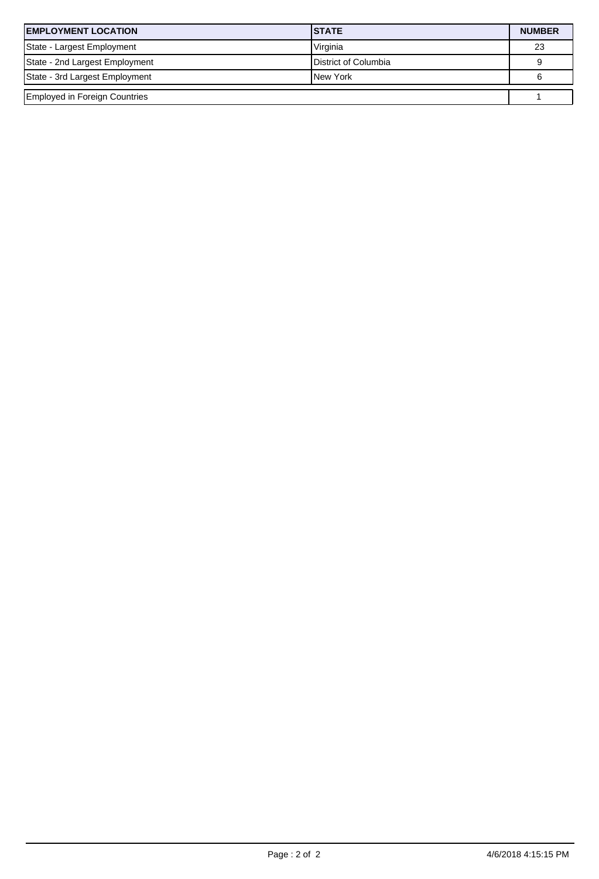| EMPLOYMENT LOCATION | STATE | NUMBER |
|---|---|---|
| State - Largest Employment | Virginia | 23 |
| State - 2nd Largest Employment | District of Columbia | 9 |
| State - 3rd Largest Employment | New York | 6 |
| Employed in Foreign Countries | | 1 |

4/6/2018 4:15:15 PM